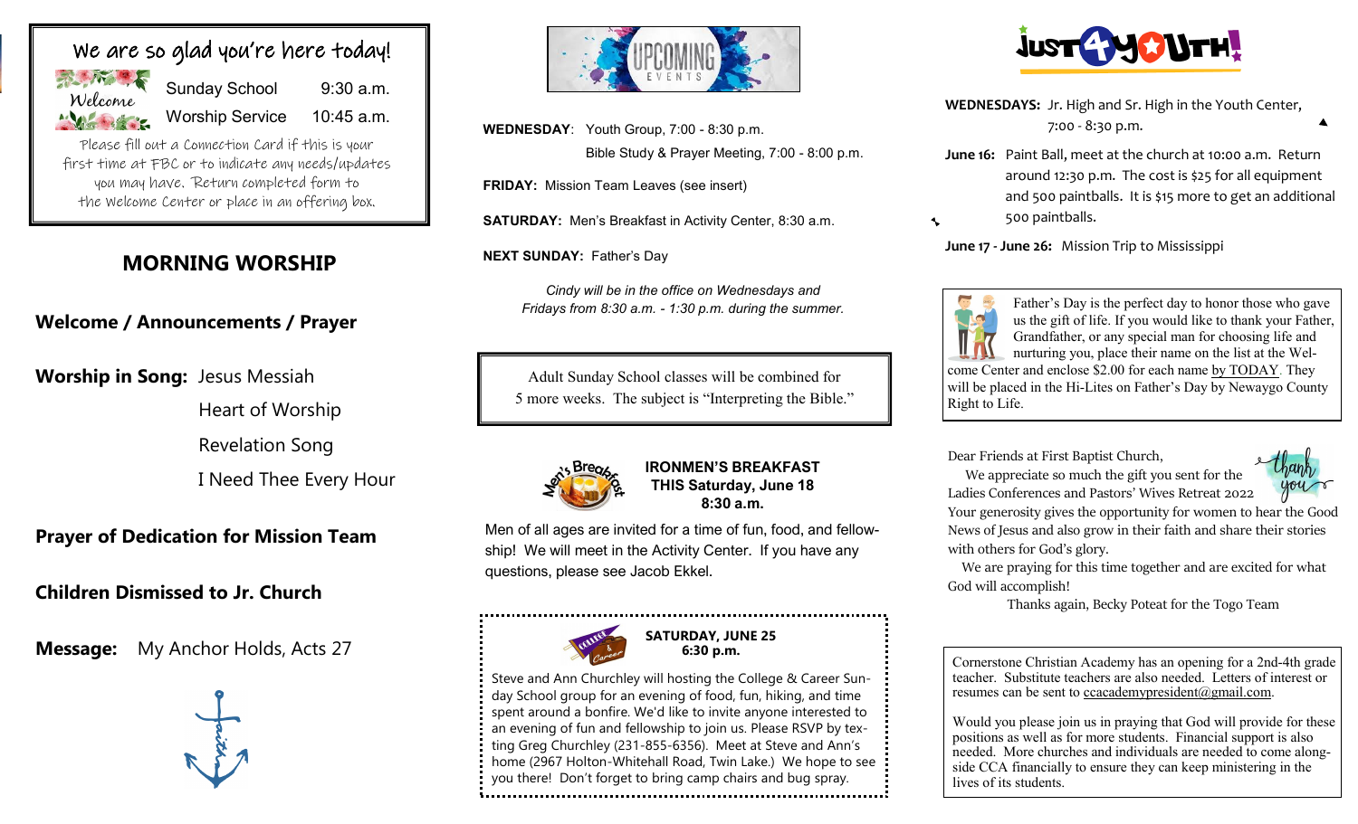## We are so glad you're here today!

Welcome

| | |
|---|---|
| Sunday School | 9:30 a.m. |
| Worship Service | 10:45 a.m. |

Please fill out a Connection Card if this is your first time at FBC or to indicate any needs/updates you may have. Return completed form to the Welcome Center or place in an offering box.

## MORNING WORSHIP

**Welcome / Announcements / Prayer**

**Worship in Song:** Jesus Messiah
Heart of Worship
Revelation Song
I Need Thee Every Hour

**Prayer of Dedication for Mission Team**

**Children Dismissed to Jr. Church**

**Message:** My Anchor Holds, Acts 27

## UPCOMING EVENTS

**WEDNESDAY**: Youth Group, 7:00 - 8:30 p.m.
Bible Study & Prayer Meeting, 7:00 - 8:00 p.m.

**FRIDAY:** Mission Team Leaves (see insert)

**SATURDAY:** Men's Breakfast in Activity Center, 8:30 a.m.

**NEXT SUNDAY:** Father's Day

*Cindy will be in the office on Wednesdays and Fridays from 8:30 a.m. - 1:30 p.m. during the summer.*

Adult Sunday School classes will be combined for 5 more weeks. The subject is "Interpreting the Bible."

**IRONMEN'S BREAKFAST**
**THIS Saturday, June 18**
**8:30 a.m.**

Men of all ages are invited for a time of fun, food, and fellowship! We will meet in the Activity Center. If you have any questions, please see Jacob Ekkel.

**SATURDAY, JUNE 25**
**6:30 p.m.**

Steve and Ann Churchley will hosting the College & Career Sunday School group for an evening of food, fun, hiking, and time spent around a bonfire. We'd like to invite anyone interested to an evening of fun and fellowship to join us. Please RSVP by texting Greg Churchley (231-855-6356). Meet at Steve and Ann's home (2967 Holton-Whitehall Road, Twin Lake.) We hope to see you there! Don't forget to bring camp chairs and bug spray.

## JUST 4 YOUTH!

**WEDNESDAYS:** Jr. High and Sr. High in the Youth Center, 7:00 - 8:30 p.m.

**June 16:** Paint Ball, meet at the church at 10:00 a.m. Return around 12:30 p.m. The cost is $25 for all equipment and 500 paintballs. It is $15 more to get an additional 500 paintballs.

**June 17 - June 26:** Mission Trip to Mississippi

Father's Day is the perfect day to honor those who gave us the gift of life. If you would like to thank your Father, Grandfather, or any special man for choosing life and nurturing you, place their name on the list at the Welcome Center and enclose $2.00 for each name by TODAY. They will be placed in the Hi-Lites on Father's Day by Newaygo County Right to Life.

Dear Friends at First Baptist Church,

We appreciate so much the gift you sent for the Ladies Conferences and Pastors' Wives Retreat 2022. Your generosity gives the opportunity for women to hear the Good News of Jesus and also grow in their faith and share their stories with others for God's glory.

We are praying for this time together and are excited for what God will accomplish!

Thanks again, Becky Poteat for the Togo Team

Cornerstone Christian Academy has an opening for a 2nd-4th grade teacher. Substitute teachers are also needed. Letters of interest or resumes can be sent to ccacademypresident@gmail.com.

Would you please join us in praying that God will provide for these positions as well as for more students. Financial support is also needed. More churches and individuals are needed to come alongside CCA financially to ensure they can keep ministering in the lives of its students.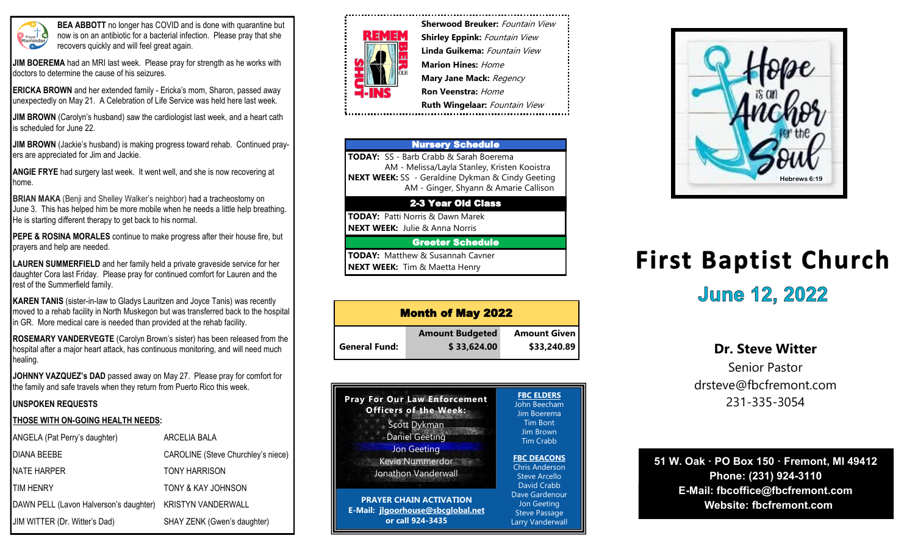**BEA ABBOTT** no longer has COVID and is done with quarantine but now is on an antibiotic for a bacterial infection. Please pray that she recovers quickly and will feel great again.

**JIM BOEREMA** had an MRI last week. Please pray for strength as he works with doctors to determine the cause of his seizures.

**ERICKA BROWN** and her extended family - Ericka's mom, Sharon, passed away unexpectedly on May 21. A Celebration of Life Service was held here last week.

**JIM BROWN** (Carolyn's husband) saw the cardiologist last week, and a heart cath is scheduled for June 22.

**JIM BROWN** (Jackie's husband) is making progress toward rehab. Continued prayers are appreciated for Jim and Jackie.

**ANGIE FRYE** had surgery last week. It went well, and she is now recovering at home.

**BRIAN MAKA** (Benji and Shelley Walker's neighbor) had a tracheostomy on June 3. This has helped him be more mobile when he needs a little help breathing. He is starting different therapy to get back to his normal.

**PEPE & ROSINA MORALES** continue to make progress after their house fire, but prayers and help are needed.

**LAUREN SUMMERFIELD** and her family held a private graveside service for her daughter Cora last Friday. Please pray for continued comfort for Lauren and the rest of the Summerfield family.

**KAREN TANIS** (sister-in-law to Gladys Lauritzen and Joyce Tanis) was recently moved to a rehab facility in North Muskegon but was transferred back to the hospital in GR. More medical care is needed than provided at the rehab facility.

**ROSEMARY VANDERVEGTE** (Carolyn Brown's sister) has been released from the hospital after a major heart attack, has continuous monitoring, and will need much healing.

**JOHNNY VAZQUEZ's DAD** passed away on May 27. Please pray for comfort for the family and safe travels when they return from Puerto Rico this week.

**UNSPOKEN REQUESTS**

**THOSE WITH ON-GOING HEALTH NEEDS:**

| | |
|---|---|
| ANGELA (Pat Perry's daughter) | ARCELIA BALA |
| DIANA BEEBE | CAROLINE (Steve Churchley's niece) |
| NATE HARPER | TONY HARRISON |
| TIM HENRY | TONY & KAY JOHNSON |
| DAWN PELL (Lavon Halverson's daughter) | KRISTYN VANDERWALL |
| JIM WITTER (Dr. Witter's Dad) | SHAY ZENK (Gwen's daughter) |

REMEMBER OUR SHUT-INS

**Sherwood Breuker:** *Fountain View*
**Shirley Eppink:** *Fountain View*
**Linda Guikema:** *Fountain View*
**Marion Hines:** *Home*
**Mary Jane Mack:** *Regency*
**Ron Veenstra:** *Home*
**Ruth Wingelaar:** *Fountain View*

## Nursery Schedule

**TODAY:** SS - Barb Crabb & Sarah Boerema
AM - Melissa/Layla Stanley, Kristen Kooistra
**NEXT WEEK:** SS - Geraldine Dykman & Cindy Geeting
AM - Ginger, Shyann & Amarie Callison

## 2-3 Year Old Class

**TODAY:** Patti Norris & Dawn Marek
**NEXT WEEK:** Julie & Anna Norris

## Greeter Schedule

**TODAY:** Matthew & Susannah Cavner
**NEXT WEEK:** Tim & Maetta Henry

## Month of May 2022

| | Amount Budgeted | Amount Given |
|---|---|---|
| **General Fund:** | $ 33,624.00 | $33,240.89 |

**Pray For Our Law Enforcement Officers of the Week:**
Scott Dykman
Daniel Geeting
Jon Geeting
Kevin Nummerdor
Jonathon Vanderwall

**PRAYER CHAIN ACTIVATION**
E-Mail: jlgoorhouse@sbcglobal.net
or call 924-3435

**FBC ELDERS**
John Beecham
Jim Boerema
Tim Bont
Jim Brown
Tim Crabb

**FBC DEACONS**
Chris Anderson
Steve Arcello
David Crabb
Dave Gardenour
Jon Geeting
Steve Passage
Larry Vanderwall

Hope is an Anchor for the Soul
Hebrews 6:19

# First Baptist Church

## June 12, 2022

**Dr. Steve Witter**
Senior Pastor
drsteve@fbcfremont.com
231-335-3054

**51 W. Oak · PO Box 150 · Fremont, MI 49412**
**Phone: (231) 924-3110**
**E-Mail: fbcoffice@fbcfremont.com**
**Website: fbcfremont.com**